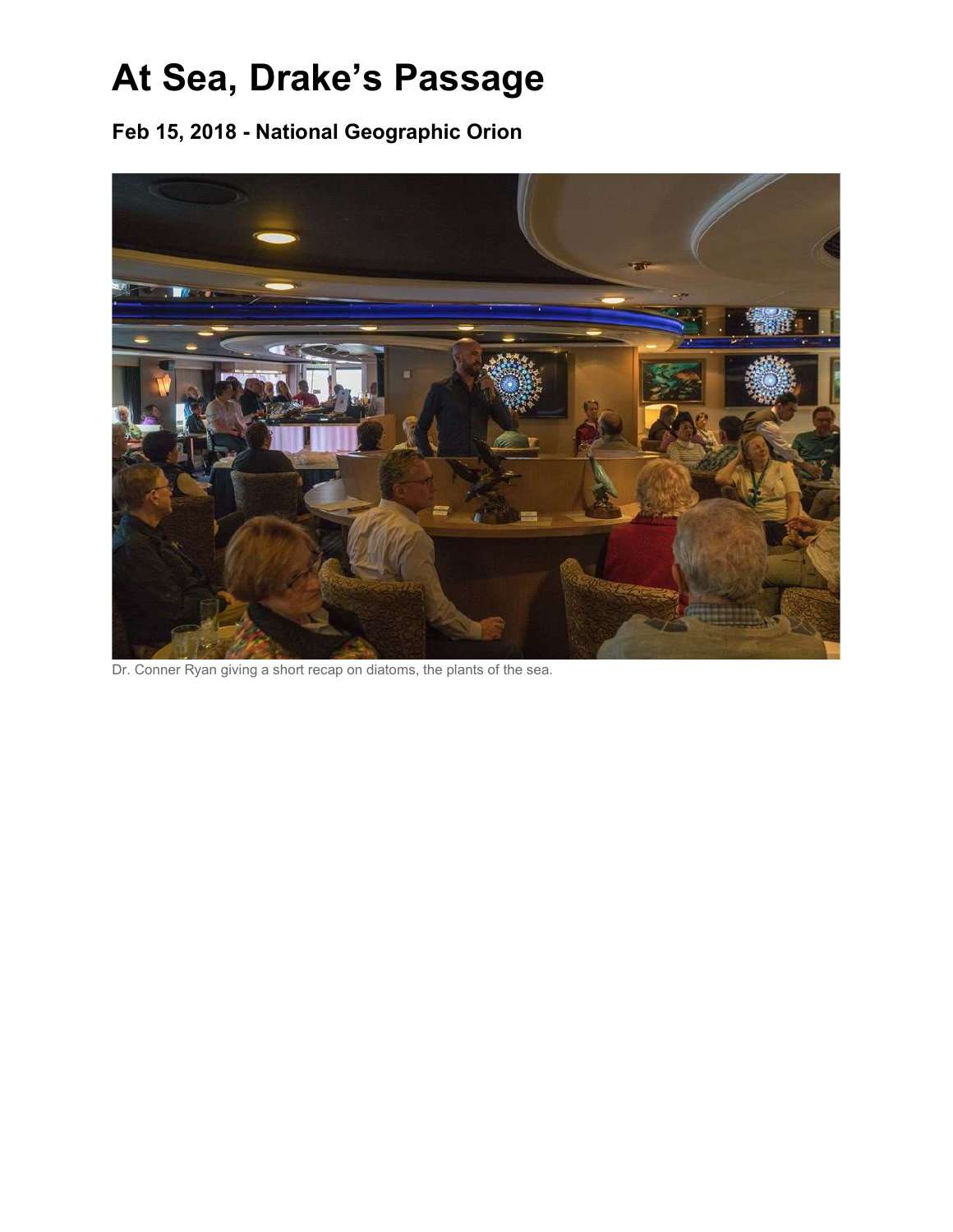# At Sea, Drake's Passage

### Feb 15, 2018 - National Geographic Orion

Dr. Conner Ryan giving a short recap on diatoms, the plants of the sea.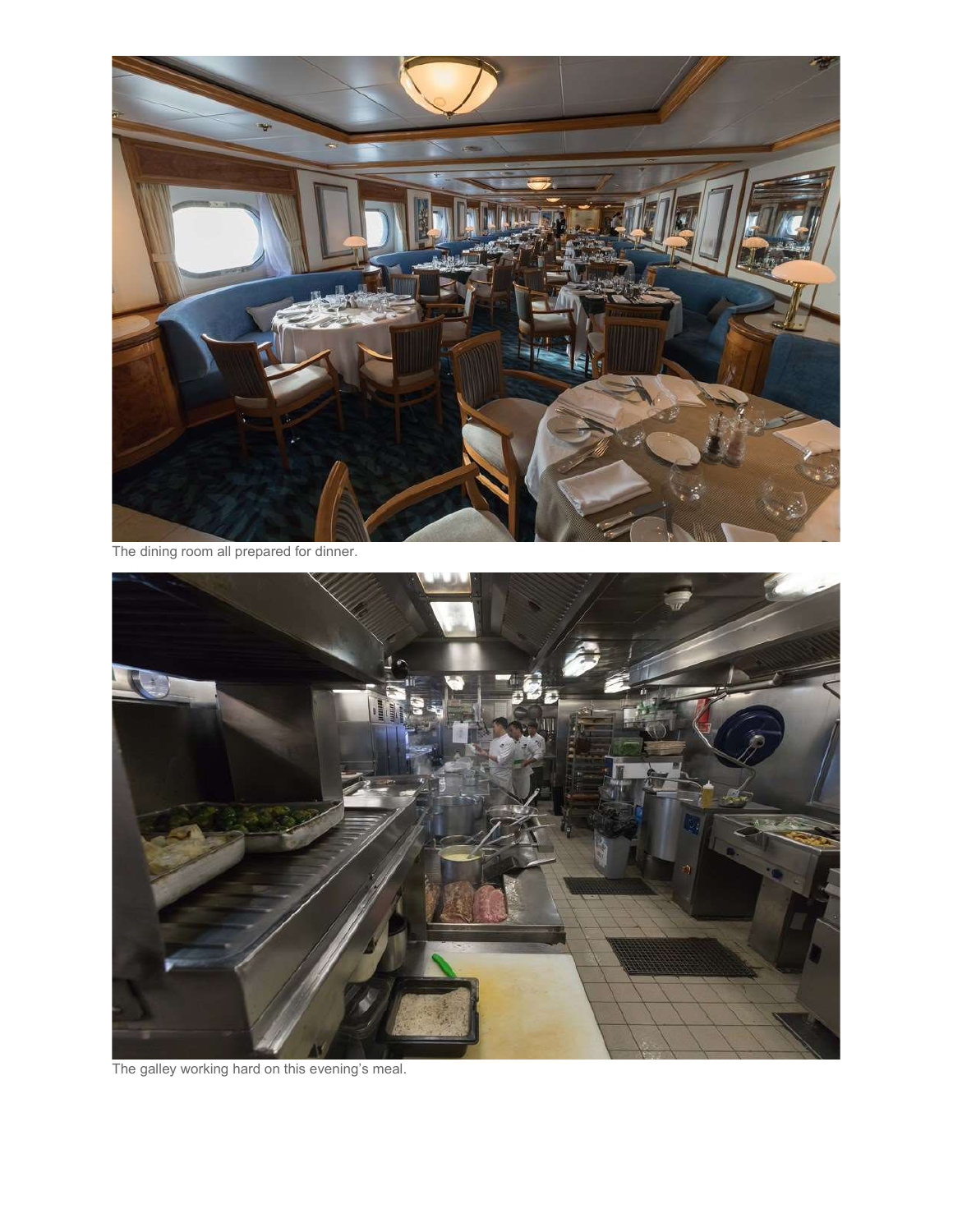The dining room all prepared for dinner.

The galley working hard on this evening's meal.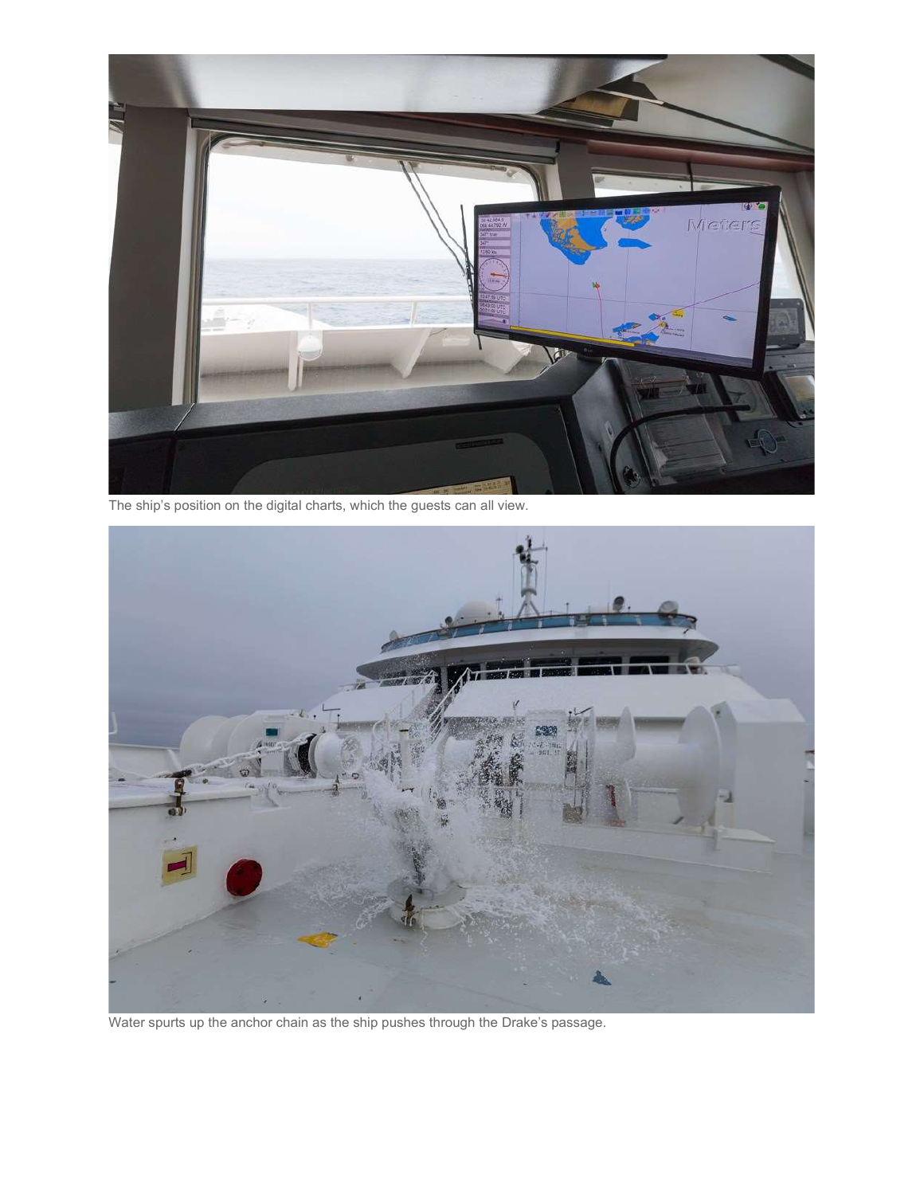The ship's position on the digital charts, which the guests can all view.

Water spurts up the anchor chain as the ship pushes through the Drake's passage.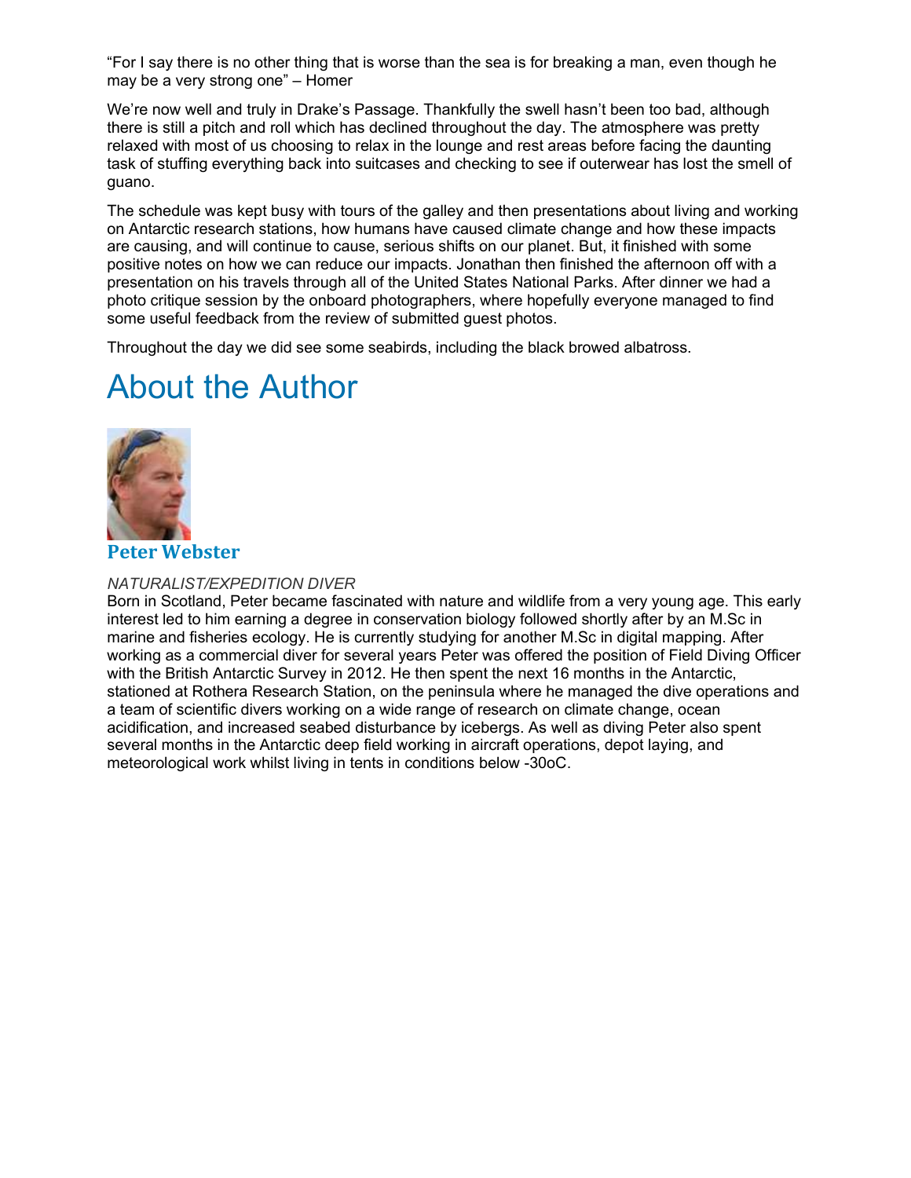"For I say there is no other thing that is worse than the sea is for breaking a man, even though he may be a very strong one" – Homer

We're now well and truly in Drake's Passage. Thankfully the swell hasn't been too bad, although there is still a pitch and roll which has declined throughout the day. The atmosphere was pretty relaxed with most of us choosing to relax in the lounge and rest areas before facing the daunting task of stuffing everything back into suitcases and checking to see if outerwear has lost the smell of guano.

The schedule was kept busy with tours of the galley and then presentations about living and working on Antarctic research stations, how humans have caused climate change and how these impacts are causing, and will continue to cause, serious shifts on our planet. But, it finished with some positive notes on how we can reduce our impacts. Jonathan then finished the afternoon off with a presentation on his travels through all of the United States National Parks. After dinner we had a photo critique session by the onboard photographers, where hopefully everyone managed to find some useful feedback from the review of submitted guest photos.

Throughout the day we did see some seabirds, including the black browed albatross.

# About the Author

### Peter Webster

*NATURALIST/EXPEDITION DIVER*

Born in Scotland, Peter became fascinated with nature and wildlife from a very young age. This early interest led to him earning a degree in conservation biology followed shortly after by an M.Sc in marine and fisheries ecology. He is currently studying for another M.Sc in digital mapping. After working as a commercial diver for several years Peter was offered the position of Field Diving Officer with the British Antarctic Survey in 2012. He then spent the next 16 months in the Antarctic, stationed at Rothera Research Station, on the peninsula where he managed the dive operations and a team of scientific divers working on a wide range of research on climate change, ocean acidification, and increased seabed disturbance by icebergs. As well as diving Peter also spent several months in the Antarctic deep field working in aircraft operations, depot laying, and meteorological work whilst living in tents in conditions below -30oC.